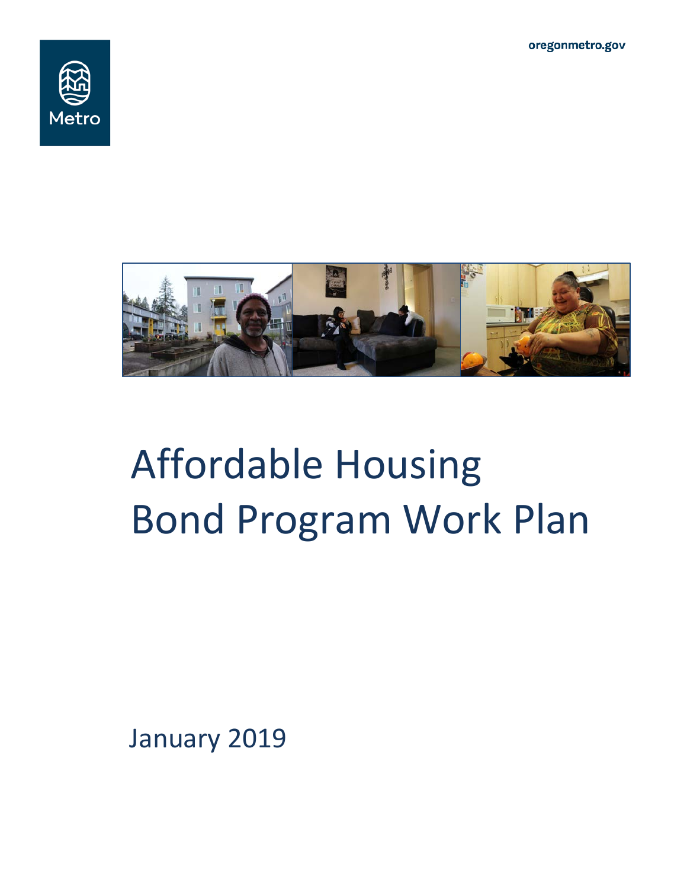oregonmetro.gov

Metro

# Affordable Housing Bond Program Work Plan

January 2019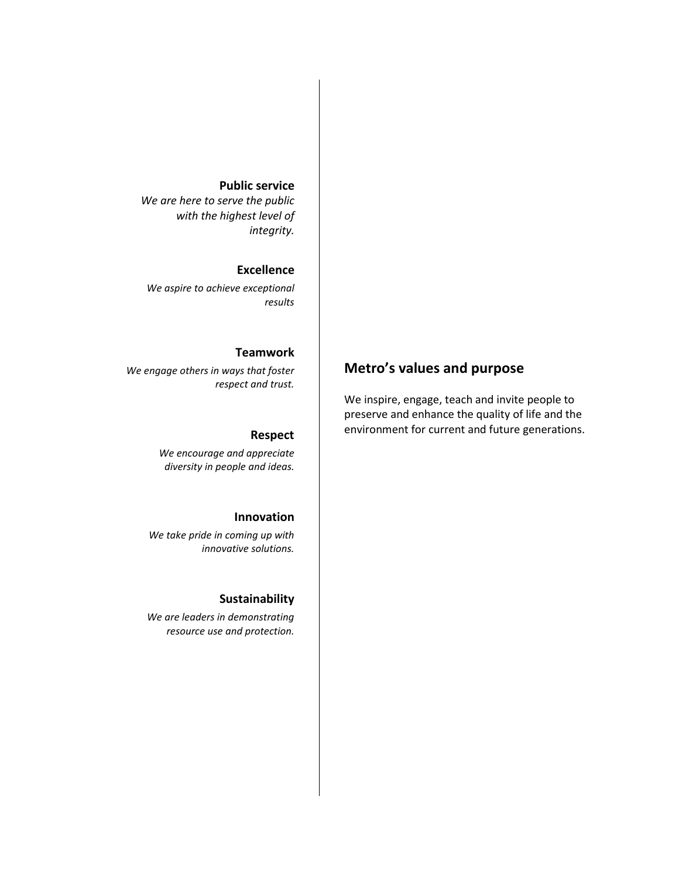## Metro's values and purpose

We inspire, engage, teach and invite people to preserve and enhance the quality of life and the environment for current and future generations.

**Public service**

*We are here to serve the public with the highest level of integrity.*

**Excellence**

*We aspire to achieve exceptional results*

**Teamwork**

*We engage others in ways that foster respect and trust.*

**Respect**

*We encourage and appreciate diversity in people and ideas.*

**Innovation**

*We take pride in coming up with innovative solutions.*

**Sustainability**

*We are leaders in demonstrating resource use and protection.*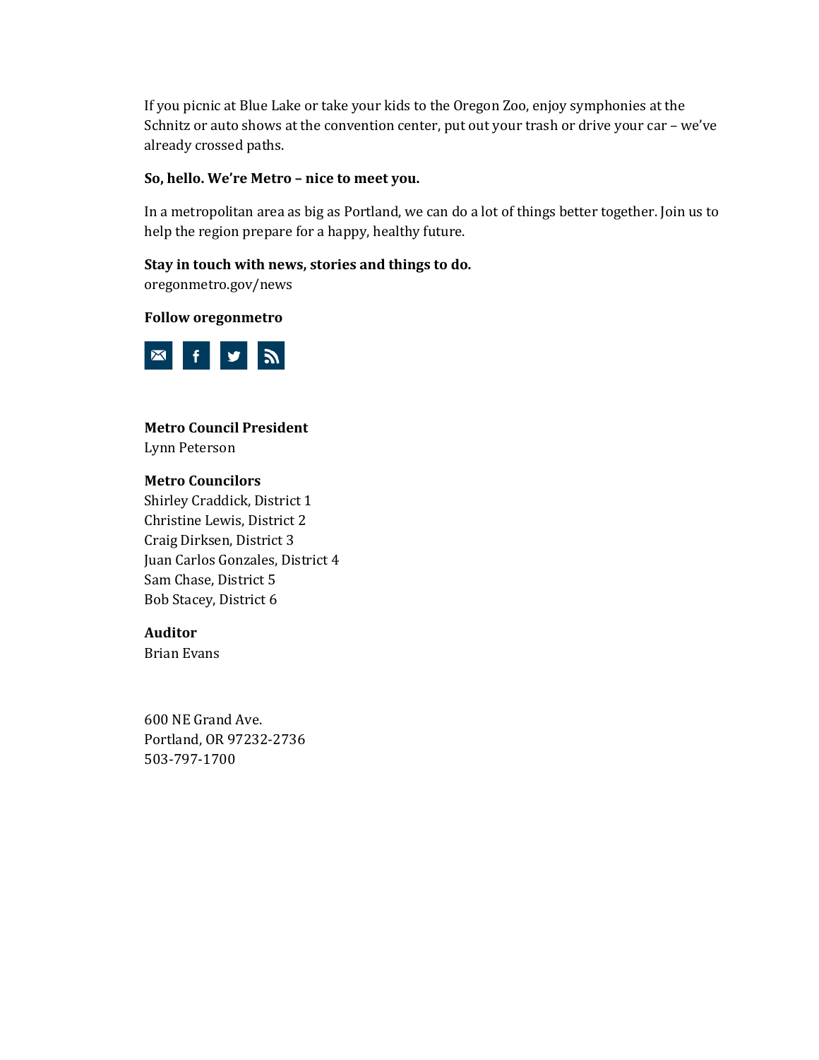If you picnic at Blue Lake or take your kids to the Oregon Zoo, enjoy symphonies at the Schnitz or auto shows at the convention center, put out your trash or drive your car – we've already crossed paths.

**So, hello. We're Metro – nice to meet you.**

In a metropolitan area as big as Portland, we can do a lot of things better together. Join us to help the region prepare for a happy, healthy future.

**Stay in touch with news, stories and things to do.**
oregonmetro.gov/news

**Follow oregonmetro**

**Metro Council President**
Lynn Peterson

**Metro Councilors**
Shirley Craddick, District 1
Christine Lewis, District 2
Craig Dirksen, District 3
Juan Carlos Gonzales, District 4
Sam Chase, District 5
Bob Stacey, District 6

**Auditor**
Brian Evans

600 NE Grand Ave.
Portland, OR 97232-2736
503-797-1700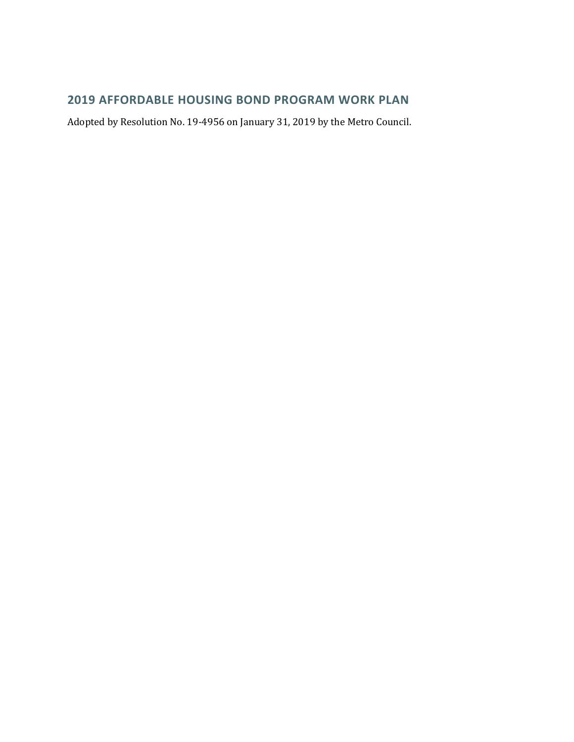## 2019 AFFORDABLE HOUSING BOND PROGRAM WORK PLAN

Adopted by Resolution No. 19-4956 on January 31, 2019 by the Metro Council.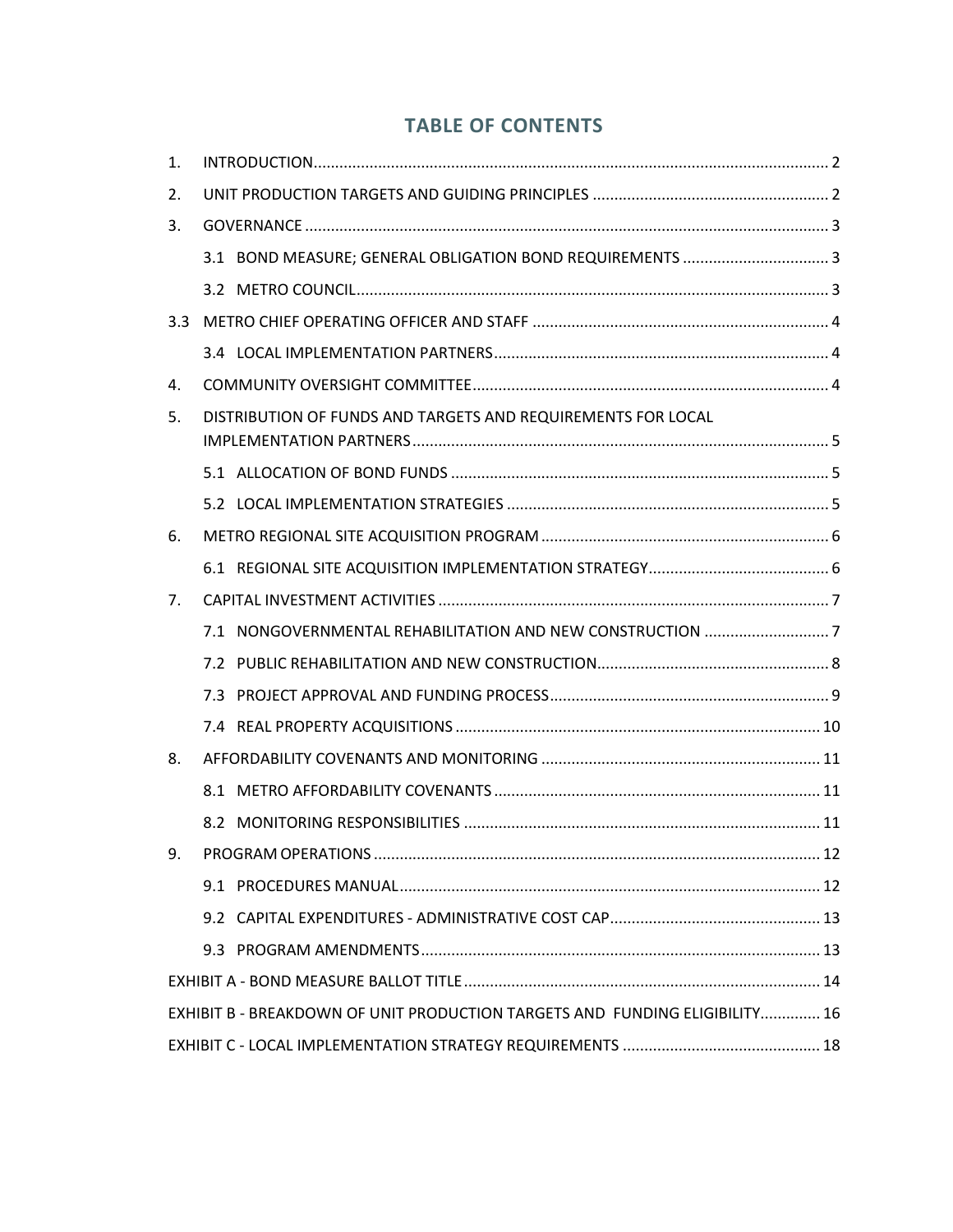## TABLE OF CONTENTS

1. INTRODUCTION ..... 2
2. UNIT PRODUCTION TARGETS AND GUIDING PRINCIPLES ..... 2
3. GOVERNANCE ..... 3
   - 3.1 BOND MEASURE; GENERAL OBLIGATION BOND REQUIREMENTS ..... 3
   - 3.2 METRO COUNCIL ..... 3
   - 3.3 METRO CHIEF OPERATING OFFICER AND STAFF ..... 4
   - 3.4 LOCAL IMPLEMENTATION PARTNERS ..... 4
4. COMMUNITY OVERSIGHT COMMITTEE ..... 4
5. DISTRIBUTION OF FUNDS AND TARGETS AND REQUIREMENTS FOR LOCAL IMPLEMENTATION PARTNERS ..... 5
   - 5.1 ALLOCATION OF BOND FUNDS ..... 5
   - 5.2 LOCAL IMPLEMENTATION STRATEGIES ..... 5
6. METRO REGIONAL SITE ACQUISITION PROGRAM ..... 6
   - 6.1 REGIONAL SITE ACQUISITION IMPLEMENTATION STRATEGY ..... 6
7. CAPITAL INVESTMENT ACTIVITIES ..... 7
   - 7.1 NONGOVERNMENTAL REHABILITATION AND NEW CONSTRUCTION ..... 7
   - 7.2 PUBLIC REHABILITATION AND NEW CONSTRUCTION ..... 8
   - 7.3 PROJECT APPROVAL AND FUNDING PROCESS ..... 9
   - 7.4 REAL PROPERTY ACQUISITIONS ..... 10
8. AFFORDABILITY COVENANTS AND MONITORING ..... 11
   - 8.1 METRO AFFORDABILITY COVENANTS ..... 11
   - 8.2 MONITORING RESPONSIBILITIES ..... 11
9. PROGRAM OPERATIONS ..... 12
   - 9.1 PROCEDURES MANUAL ..... 12
   - 9.2 CAPITAL EXPENDITURES - ADMINISTRATIVE COST CAP ..... 13
   - 9.3 PROGRAM AMENDMENTS ..... 13

EXHIBIT A - BOND MEASURE BALLOT TITLE ..... 14

EXHIBIT B - BREAKDOWN OF UNIT PRODUCTION TARGETS AND FUNDING ELIGIBILITY ..... 16

EXHIBIT C - LOCAL IMPLEMENTATION STRATEGY REQUIREMENTS ..... 18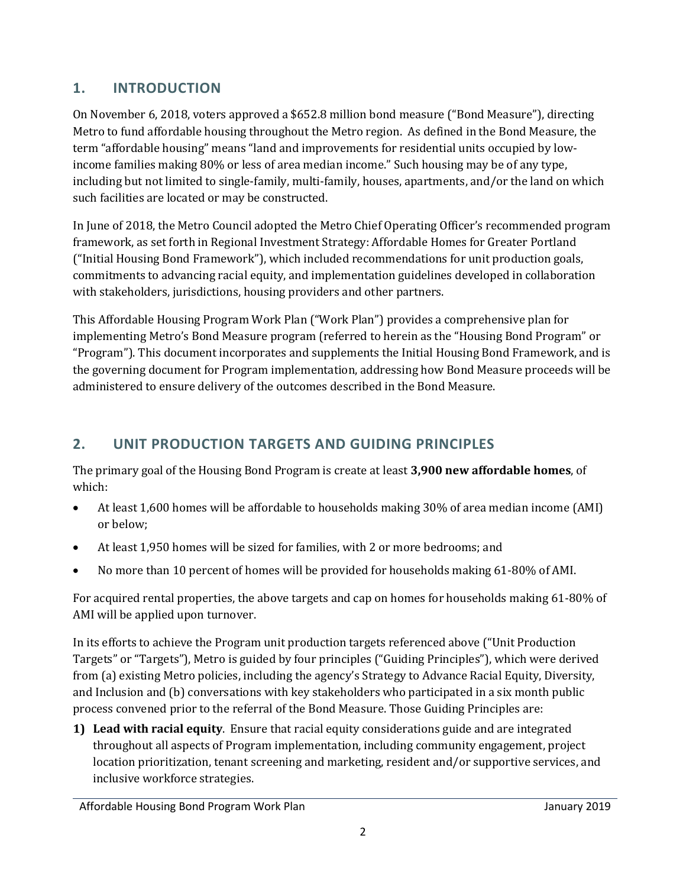## 1. INTRODUCTION

On November 6, 2018, voters approved a $652.8 million bond measure ("Bond Measure"), directing Metro to fund affordable housing throughout the Metro region. As defined in the Bond Measure, the term "affordable housing" means "land and improvements for residential units occupied by low-income families making 80% or less of area median income." Such housing may be of any type, including but not limited to single-family, multi-family, houses, apartments, and/or the land on which such facilities are located or may be constructed.

In June of 2018, the Metro Council adopted the Metro Chief Operating Officer's recommended program framework, as set forth in Regional Investment Strategy: Affordable Homes for Greater Portland ("Initial Housing Bond Framework"), which included recommendations for unit production goals, commitments to advancing racial equity, and implementation guidelines developed in collaboration with stakeholders, jurisdictions, housing providers and other partners.

This Affordable Housing Program Work Plan ("Work Plan") provides a comprehensive plan for implementing Metro's Bond Measure program (referred to herein as the "Housing Bond Program" or "Program"). This document incorporates and supplements the Initial Housing Bond Framework, and is the governing document for Program implementation, addressing how Bond Measure proceeds will be administered to ensure delivery of the outcomes described in the Bond Measure.

## 2. UNIT PRODUCTION TARGETS AND GUIDING PRINCIPLES

The primary goal of the Housing Bond Program is create at least **3,900 new affordable homes**, of which:

- At least 1,600 homes will be affordable to households making 30% of area median income (AMI) or below;
- At least 1,950 homes will be sized for families, with 2 or more bedrooms; and
- No more than 10 percent of homes will be provided for households making 61-80% of AMI.

For acquired rental properties, the above targets and cap on homes for households making 61-80% of AMI will be applied upon turnover.

In its efforts to achieve the Program unit production targets referenced above ("Unit Production Targets" or "Targets"), Metro is guided by four principles ("Guiding Principles"), which were derived from (a) existing Metro policies, including the agency's Strategy to Advance Racial Equity, Diversity, and Inclusion and (b) conversations with key stakeholders who participated in a six month public process convened prior to the referral of the Bond Measure. Those Guiding Principles are:

1) **Lead with racial equity**. Ensure that racial equity considerations guide and are integrated throughout all aspects of Program implementation, including community engagement, project location prioritization, tenant screening and marketing, resident and/or supportive services, and inclusive workforce strategies.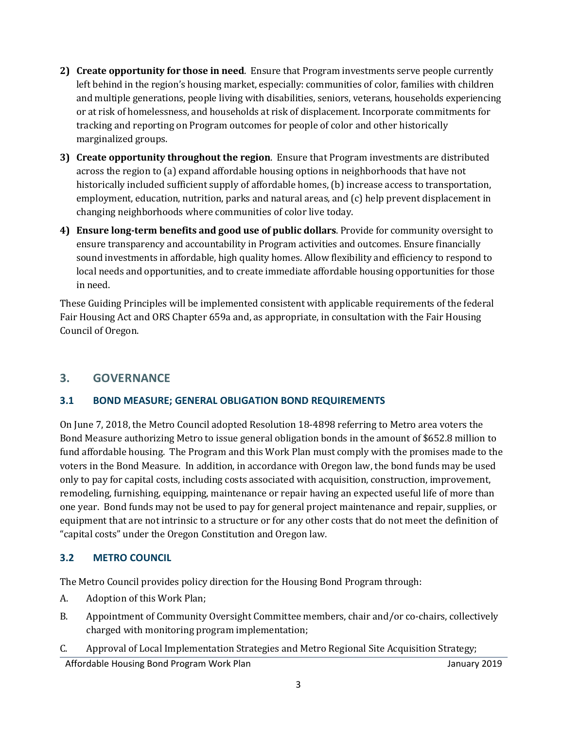2) **Create opportunity for those in need**. Ensure that Program investments serve people currently left behind in the region's housing market, especially: communities of color, families with children and multiple generations, people living with disabilities, seniors, veterans, households experiencing or at risk of homelessness, and households at risk of displacement. Incorporate commitments for tracking and reporting on Program outcomes for people of color and other historically marginalized groups.

3) **Create opportunity throughout the region**. Ensure that Program investments are distributed across the region to (a) expand affordable housing options in neighborhoods that have not historically included sufficient supply of affordable homes, (b) increase access to transportation, employment, education, nutrition, parks and natural areas, and (c) help prevent displacement in changing neighborhoods where communities of color live today.

4) **Ensure long-term benefits and good use of public dollars**. Provide for community oversight to ensure transparency and accountability in Program activities and outcomes. Ensure financially sound investments in affordable, high quality homes. Allow flexibility and efficiency to respond to local needs and opportunities, and to create immediate affordable housing opportunities for those in need.

These Guiding Principles will be implemented consistent with applicable requirements of the federal Fair Housing Act and ORS Chapter 659a and, as appropriate, in consultation with the Fair Housing Council of Oregon.

## 3. GOVERNANCE

### 3.1 BOND MEASURE; GENERAL OBLIGATION BOND REQUIREMENTS

On June 7, 2018, the Metro Council adopted Resolution 18-4898 referring to Metro area voters the Bond Measure authorizing Metro to issue general obligation bonds in the amount of $652.8 million to fund affordable housing. The Program and this Work Plan must comply with the promises made to the voters in the Bond Measure. In addition, in accordance with Oregon law, the bond funds may be used only to pay for capital costs, including costs associated with acquisition, construction, improvement, remodeling, furnishing, equipping, maintenance or repair having an expected useful life of more than one year. Bond funds may not be used to pay for general project maintenance and repair, supplies, or equipment that are not intrinsic to a structure or for any other costs that do not meet the definition of "capital costs" under the Oregon Constitution and Oregon law.

### 3.2 METRO COUNCIL

The Metro Council provides policy direction for the Housing Bond Program through:

A. Adoption of this Work Plan;

B. Appointment of Community Oversight Committee members, chair and/or co-chairs, collectively charged with monitoring program implementation;

C. Approval of Local Implementation Strategies and Metro Regional Site Acquisition Strategy;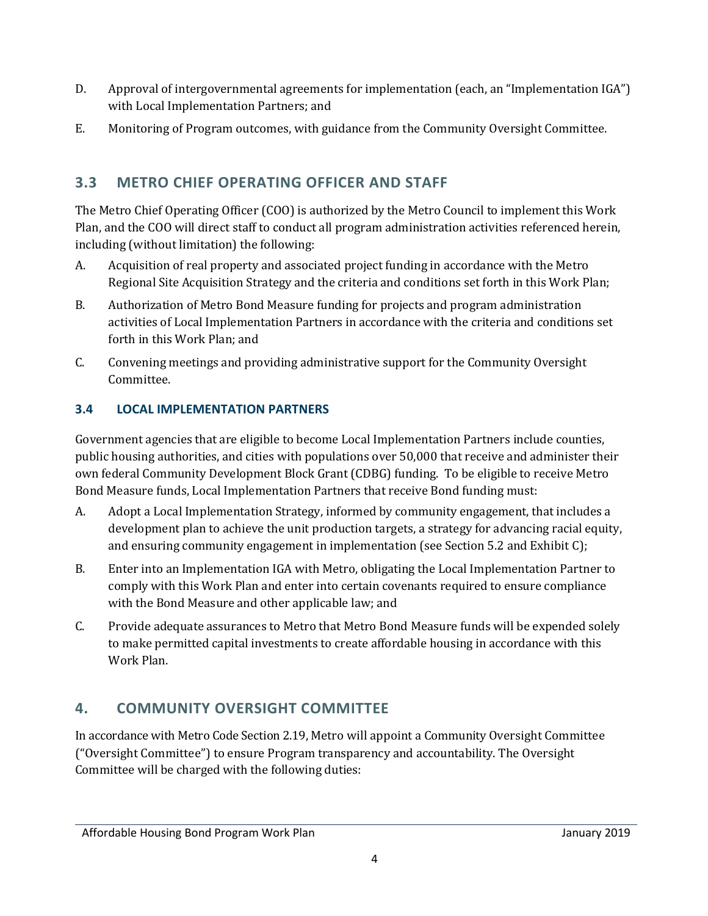D. Approval of intergovernmental agreements for implementation (each, an "Implementation IGA") with Local Implementation Partners; and

E. Monitoring of Program outcomes, with guidance from the Community Oversight Committee.

## 3.3 METRO CHIEF OPERATING OFFICER AND STAFF

The Metro Chief Operating Officer (COO) is authorized by the Metro Council to implement this Work Plan, and the COO will direct staff to conduct all program administration activities referenced herein, including (without limitation) the following:

A. Acquisition of real property and associated project funding in accordance with the Metro Regional Site Acquisition Strategy and the criteria and conditions set forth in this Work Plan;

B. Authorization of Metro Bond Measure funding for projects and program administration activities of Local Implementation Partners in accordance with the criteria and conditions set forth in this Work Plan; and

C. Convening meetings and providing administrative support for the Community Oversight Committee.

### 3.4 LOCAL IMPLEMENTATION PARTNERS

Government agencies that are eligible to become Local Implementation Partners include counties, public housing authorities, and cities with populations over 50,000 that receive and administer their own federal Community Development Block Grant (CDBG) funding. To be eligible to receive Metro Bond Measure funds, Local Implementation Partners that receive Bond funding must:

A. Adopt a Local Implementation Strategy, informed by community engagement, that includes a development plan to achieve the unit production targets, a strategy for advancing racial equity, and ensuring community engagement in implementation (see Section 5.2 and Exhibit C);

B. Enter into an Implementation IGA with Metro, obligating the Local Implementation Partner to comply with this Work Plan and enter into certain covenants required to ensure compliance with the Bond Measure and other applicable law; and

C. Provide adequate assurances to Metro that Metro Bond Measure funds will be expended solely to make permitted capital investments to create affordable housing in accordance with this Work Plan.

## 4. COMMUNITY OVERSIGHT COMMITTEE

In accordance with Metro Code Section 2.19, Metro will appoint a Community Oversight Committee ("Oversight Committee") to ensure Program transparency and accountability. The Oversight Committee will be charged with the following duties: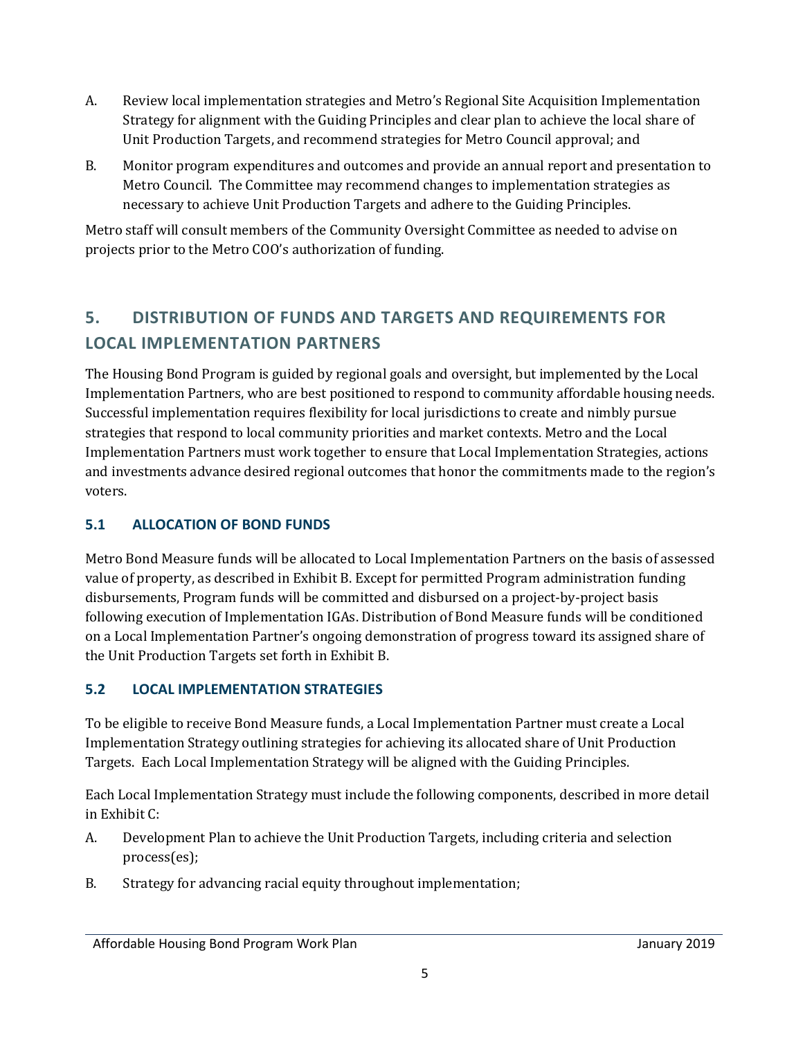A. Review local implementation strategies and Metro's Regional Site Acquisition Implementation Strategy for alignment with the Guiding Principles and clear plan to achieve the local share of Unit Production Targets, and recommend strategies for Metro Council approval; and

B. Monitor program expenditures and outcomes and provide an annual report and presentation to Metro Council. The Committee may recommend changes to implementation strategies as necessary to achieve Unit Production Targets and adhere to the Guiding Principles.

Metro staff will consult members of the Community Oversight Committee as needed to advise on projects prior to the Metro COO's authorization of funding.

## 5. DISTRIBUTION OF FUNDS AND TARGETS AND REQUIREMENTS FOR LOCAL IMPLEMENTATION PARTNERS

The Housing Bond Program is guided by regional goals and oversight, but implemented by the Local Implementation Partners, who are best positioned to respond to community affordable housing needs. Successful implementation requires flexibility for local jurisdictions to create and nimbly pursue strategies that respond to local community priorities and market contexts. Metro and the Local Implementation Partners must work together to ensure that Local Implementation Strategies, actions and investments advance desired regional outcomes that honor the commitments made to the region's voters.

### 5.1 ALLOCATION OF BOND FUNDS

Metro Bond Measure funds will be allocated to Local Implementation Partners on the basis of assessed value of property, as described in Exhibit B. Except for permitted Program administration funding disbursements, Program funds will be committed and disbursed on a project-by-project basis following execution of Implementation IGAs. Distribution of Bond Measure funds will be conditioned on a Local Implementation Partner's ongoing demonstration of progress toward its assigned share of the Unit Production Targets set forth in Exhibit B.

### 5.2 LOCAL IMPLEMENTATION STRATEGIES

To be eligible to receive Bond Measure funds, a Local Implementation Partner must create a Local Implementation Strategy outlining strategies for achieving its allocated share of Unit Production Targets. Each Local Implementation Strategy will be aligned with the Guiding Principles.

Each Local Implementation Strategy must include the following components, described in more detail in Exhibit C:

A. Development Plan to achieve the Unit Production Targets, including criteria and selection process(es);

B. Strategy for advancing racial equity throughout implementation;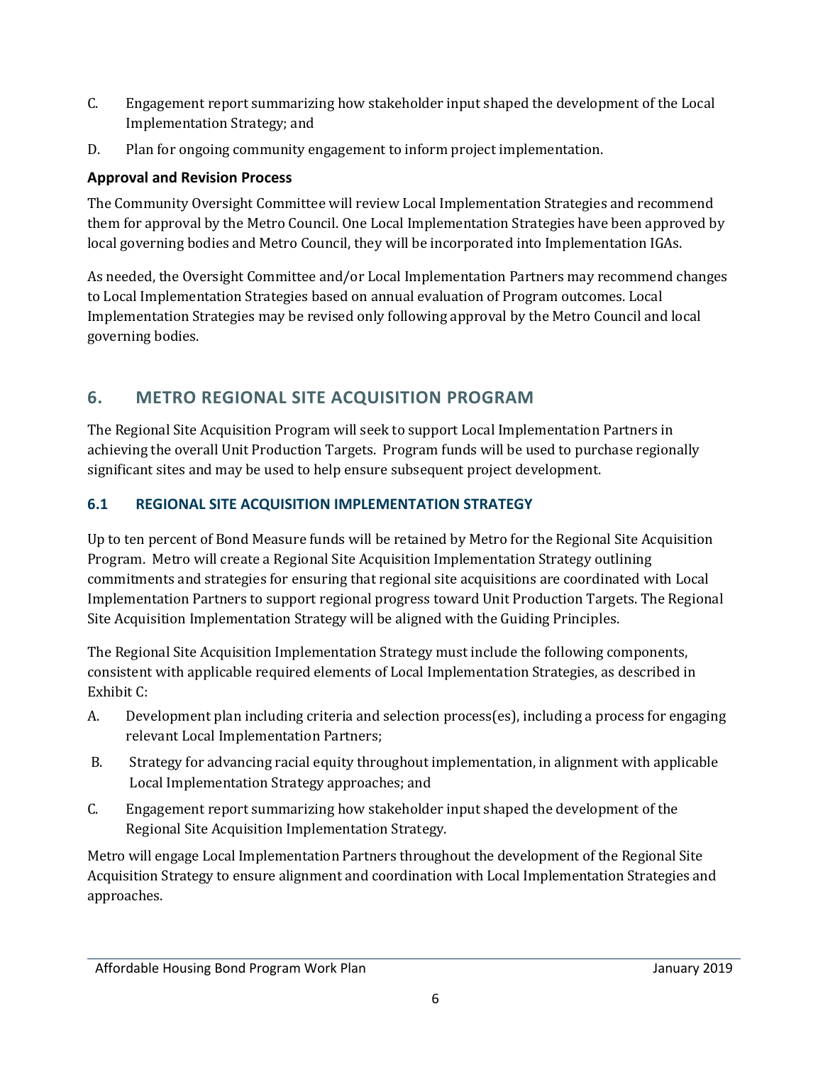C. Engagement report summarizing how stakeholder input shaped the development of the Local Implementation Strategy; and

D. Plan for ongoing community engagement to inform project implementation.

**Approval and Revision Process**

The Community Oversight Committee will review Local Implementation Strategies and recommend them for approval by the Metro Council. One Local Implementation Strategies have been approved by local governing bodies and Metro Council, they will be incorporated into Implementation IGAs.

As needed, the Oversight Committee and/or Local Implementation Partners may recommend changes to Local Implementation Strategies based on annual evaluation of Program outcomes. Local Implementation Strategies may be revised only following approval by the Metro Council and local governing bodies.

## 6. METRO REGIONAL SITE ACQUISITION PROGRAM

The Regional Site Acquisition Program will seek to support Local Implementation Partners in achieving the overall Unit Production Targets. Program funds will be used to purchase regionally significant sites and may be used to help ensure subsequent project development.

### 6.1 REGIONAL SITE ACQUISITION IMPLEMENTATION STRATEGY

Up to ten percent of Bond Measure funds will be retained by Metro for the Regional Site Acquisition Program. Metro will create a Regional Site Acquisition Implementation Strategy outlining commitments and strategies for ensuring that regional site acquisitions are coordinated with Local Implementation Partners to support regional progress toward Unit Production Targets. The Regional Site Acquisition Implementation Strategy will be aligned with the Guiding Principles.

The Regional Site Acquisition Implementation Strategy must include the following components, consistent with applicable required elements of Local Implementation Strategies, as described in Exhibit C:

A. Development plan including criteria and selection process(es), including a process for engaging relevant Local Implementation Partners;

B. Strategy for advancing racial equity throughout implementation, in alignment with applicable Local Implementation Strategy approaches; and

C. Engagement report summarizing how stakeholder input shaped the development of the Regional Site Acquisition Implementation Strategy.

Metro will engage Local Implementation Partners throughout the development of the Regional Site Acquisition Strategy to ensure alignment and coordination with Local Implementation Strategies and approaches.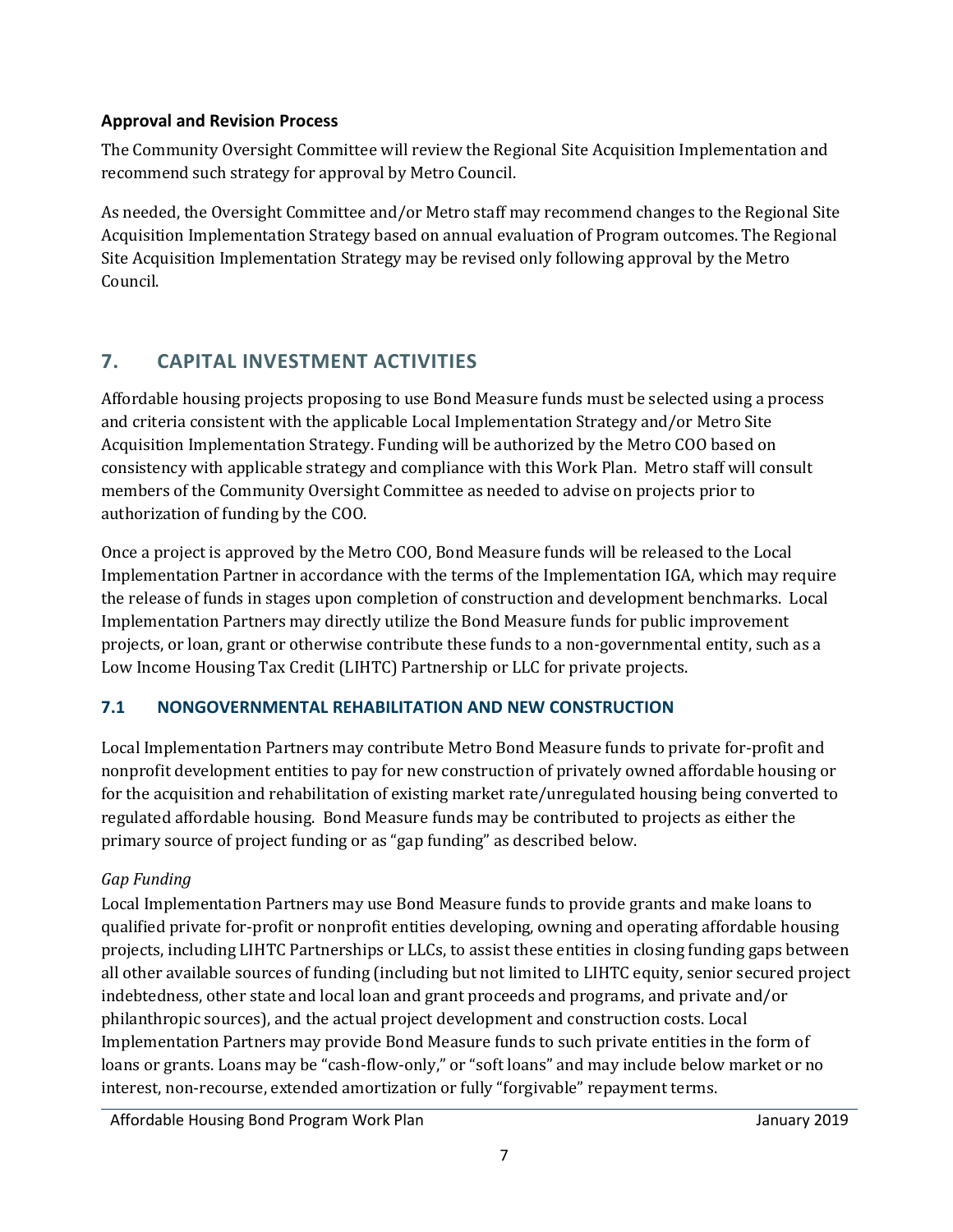**Approval and Revision Process**

The Community Oversight Committee will review the Regional Site Acquisition Implementation and recommend such strategy for approval by Metro Council.

As needed, the Oversight Committee and/or Metro staff may recommend changes to the Regional Site Acquisition Implementation Strategy based on annual evaluation of Program outcomes. The Regional Site Acquisition Implementation Strategy may be revised only following approval by the Metro Council.

## 7. CAPITAL INVESTMENT ACTIVITIES

Affordable housing projects proposing to use Bond Measure funds must be selected using a process and criteria consistent with the applicable Local Implementation Strategy and/or Metro Site Acquisition Implementation Strategy. Funding will be authorized by the Metro COO based on consistency with applicable strategy and compliance with this Work Plan. Metro staff will consult members of the Community Oversight Committee as needed to advise on projects prior to authorization of funding by the COO.

Once a project is approved by the Metro COO, Bond Measure funds will be released to the Local Implementation Partner in accordance with the terms of the Implementation IGA, which may require the release of funds in stages upon completion of construction and development benchmarks. Local Implementation Partners may directly utilize the Bond Measure funds for public improvement projects, or loan, grant or otherwise contribute these funds to a non-governmental entity, such as a Low Income Housing Tax Credit (LIHTC) Partnership or LLC for private projects.

### 7.1 NONGOVERNMENTAL REHABILITATION AND NEW CONSTRUCTION

Local Implementation Partners may contribute Metro Bond Measure funds to private for-profit and nonprofit development entities to pay for new construction of privately owned affordable housing or for the acquisition and rehabilitation of existing market rate/unregulated housing being converted to regulated affordable housing. Bond Measure funds may be contributed to projects as either the primary source of project funding or as "gap funding" as described below.

*Gap Funding*

Local Implementation Partners may use Bond Measure funds to provide grants and make loans to qualified private for-profit or nonprofit entities developing, owning and operating affordable housing projects, including LIHTC Partnerships or LLCs, to assist these entities in closing funding gaps between all other available sources of funding (including but not limited to LIHTC equity, senior secured project indebtedness, other state and local loan and grant proceeds and programs, and private and/or philanthropic sources), and the actual project development and construction costs. Local Implementation Partners may provide Bond Measure funds to such private entities in the form of loans or grants. Loans may be "cash-flow-only," or "soft loans" and may include below market or no interest, non-recourse, extended amortization or fully "forgivable" repayment terms.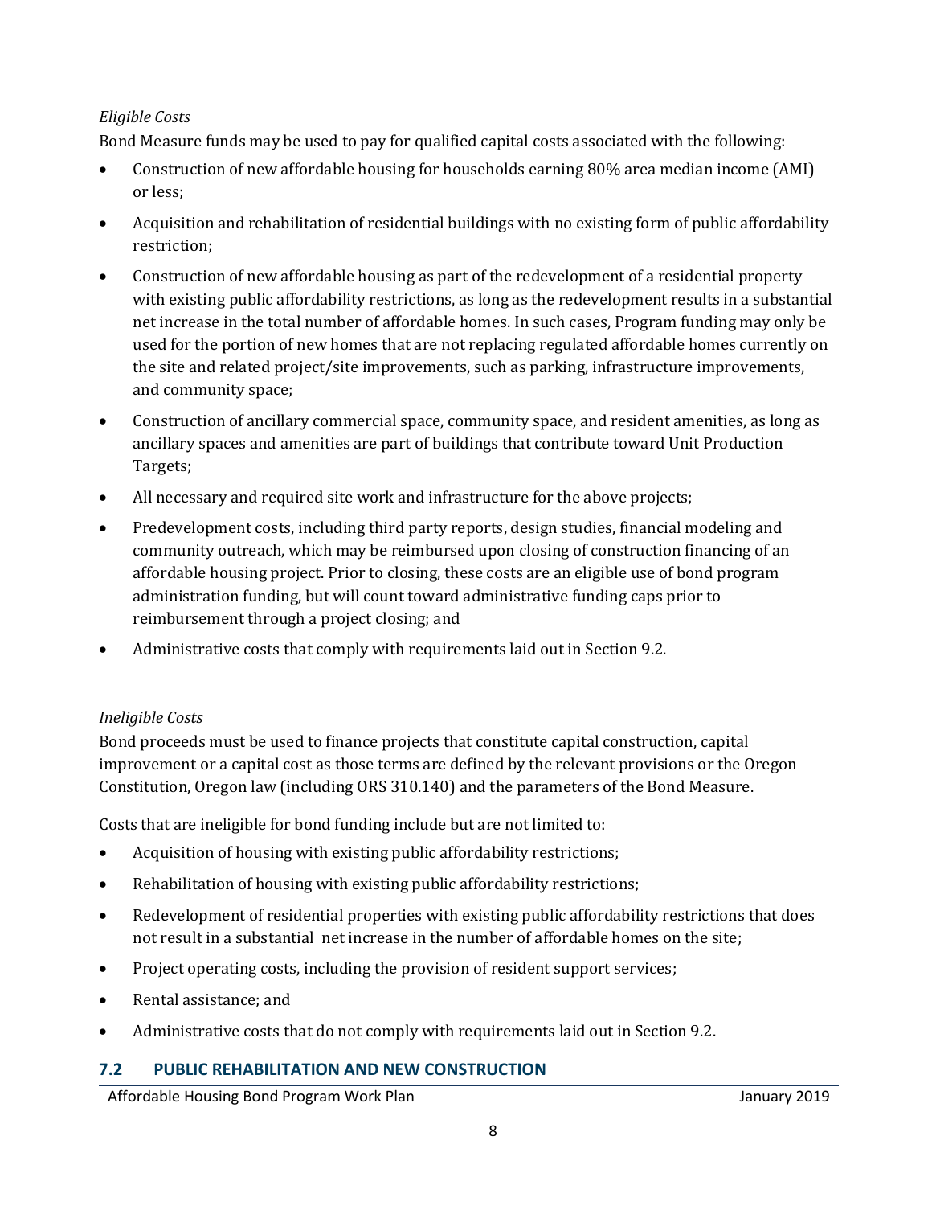*Eligible Costs*

Bond Measure funds may be used to pay for qualified capital costs associated with the following:

- Construction of new affordable housing for households earning 80% area median income (AMI) or less;
- Acquisition and rehabilitation of residential buildings with no existing form of public affordability restriction;
- Construction of new affordable housing as part of the redevelopment of a residential property with existing public affordability restrictions, as long as the redevelopment results in a substantial net increase in the total number of affordable homes. In such cases, Program funding may only be used for the portion of new homes that are not replacing regulated affordable homes currently on the site and related project/site improvements, such as parking, infrastructure improvements, and community space;
- Construction of ancillary commercial space, community space, and resident amenities, as long as ancillary spaces and amenities are part of buildings that contribute toward Unit Production Targets;
- All necessary and required site work and infrastructure for the above projects;
- Predevelopment costs, including third party reports, design studies, financial modeling and community outreach, which may be reimbursed upon closing of construction financing of an affordable housing project. Prior to closing, these costs are an eligible use of bond program administration funding, but will count toward administrative funding caps prior to reimbursement through a project closing; and
- Administrative costs that comply with requirements laid out in Section 9.2.

*Ineligible Costs*

Bond proceeds must be used to finance projects that constitute capital construction, capital improvement or a capital cost as those terms are defined by the relevant provisions or the Oregon Constitution, Oregon law (including ORS 310.140) and the parameters of the Bond Measure.

Costs that are ineligible for bond funding include but are not limited to:

- Acquisition of housing with existing public affordability restrictions;
- Rehabilitation of housing with existing public affordability restrictions;
- Redevelopment of residential properties with existing public affordability restrictions that does not result in a substantial net increase in the number of affordable homes on the site;
- Project operating costs, including the provision of resident support services;
- Rental assistance; and
- Administrative costs that do not comply with requirements laid out in Section 9.2.

## 7.2 PUBLIC REHABILITATION AND NEW CONSTRUCTION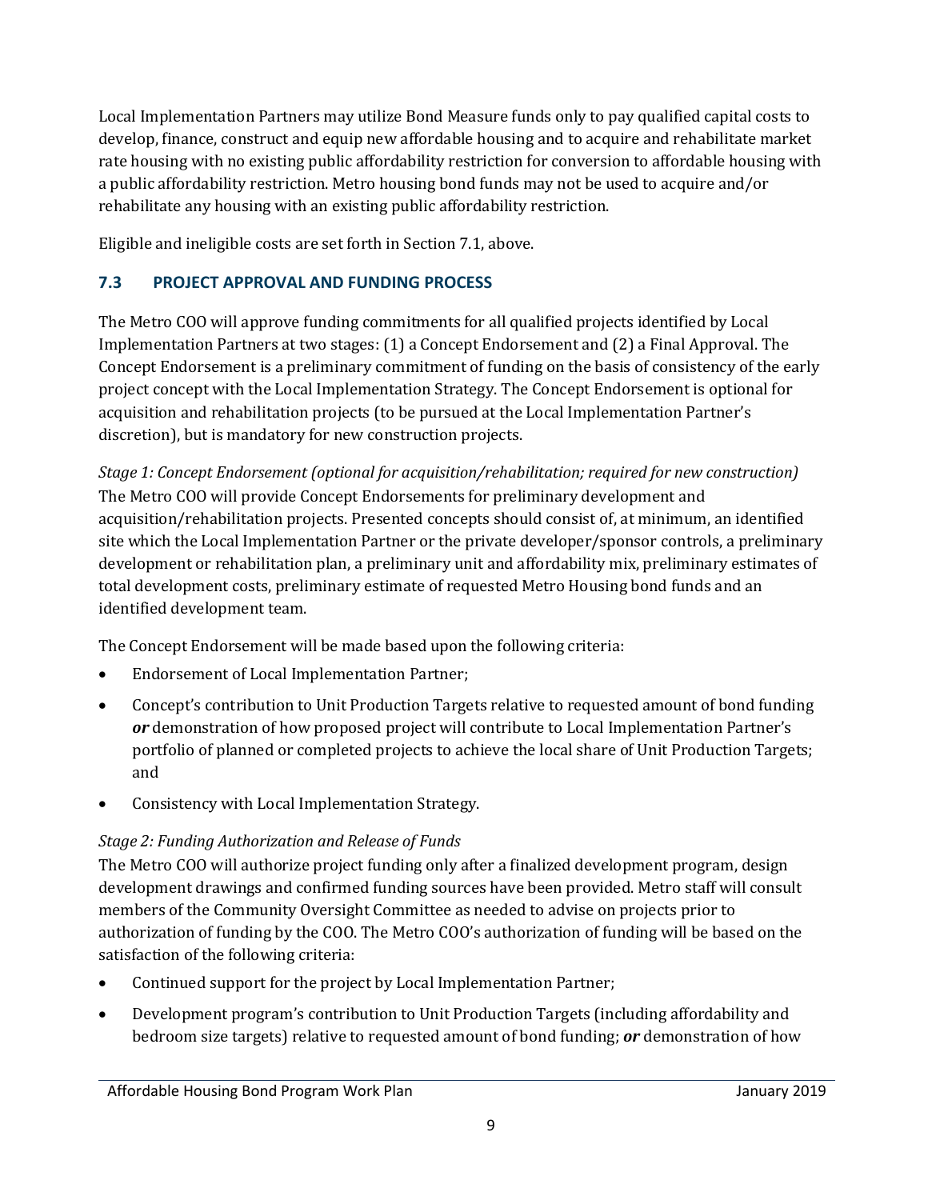Local Implementation Partners may utilize Bond Measure funds only to pay qualified capital costs to develop, finance, construct and equip new affordable housing and to acquire and rehabilitate market rate housing with no existing public affordability restriction for conversion to affordable housing with a public affordability restriction. Metro housing bond funds may not be used to acquire and/or rehabilitate any housing with an existing public affordability restriction.

Eligible and ineligible costs are set forth in Section 7.1, above.

### 7.3 PROJECT APPROVAL AND FUNDING PROCESS

The Metro COO will approve funding commitments for all qualified projects identified by Local Implementation Partners at two stages: (1) a Concept Endorsement and (2) a Final Approval. The Concept Endorsement is a preliminary commitment of funding on the basis of consistency of the early project concept with the Local Implementation Strategy. The Concept Endorsement is optional for acquisition and rehabilitation projects (to be pursued at the Local Implementation Partner's discretion), but is mandatory for new construction projects.

*Stage 1: Concept Endorsement (optional for acquisition/rehabilitation; required for new construction)*
The Metro COO will provide Concept Endorsements for preliminary development and acquisition/rehabilitation projects. Presented concepts should consist of, at minimum, an identified site which the Local Implementation Partner or the private developer/sponsor controls, a preliminary development or rehabilitation plan, a preliminary unit and affordability mix, preliminary estimates of total development costs, preliminary estimate of requested Metro Housing bond funds and an identified development team.

The Concept Endorsement will be made based upon the following criteria:

- Endorsement of Local Implementation Partner;
- Concept's contribution to Unit Production Targets relative to requested amount of bond funding ***or*** demonstration of how proposed project will contribute to Local Implementation Partner's portfolio of planned or completed projects to achieve the local share of Unit Production Targets; and
- Consistency with Local Implementation Strategy.

*Stage 2: Funding Authorization and Release of Funds*
The Metro COO will authorize project funding only after a finalized development program, design development drawings and confirmed funding sources have been provided. Metro staff will consult members of the Community Oversight Committee as needed to advise on projects prior to authorization of funding by the COO. The Metro COO's authorization of funding will be based on the satisfaction of the following criteria:

- Continued support for the project by Local Implementation Partner;
- Development program's contribution to Unit Production Targets (including affordability and bedroom size targets) relative to requested amount of bond funding; ***or*** demonstration of how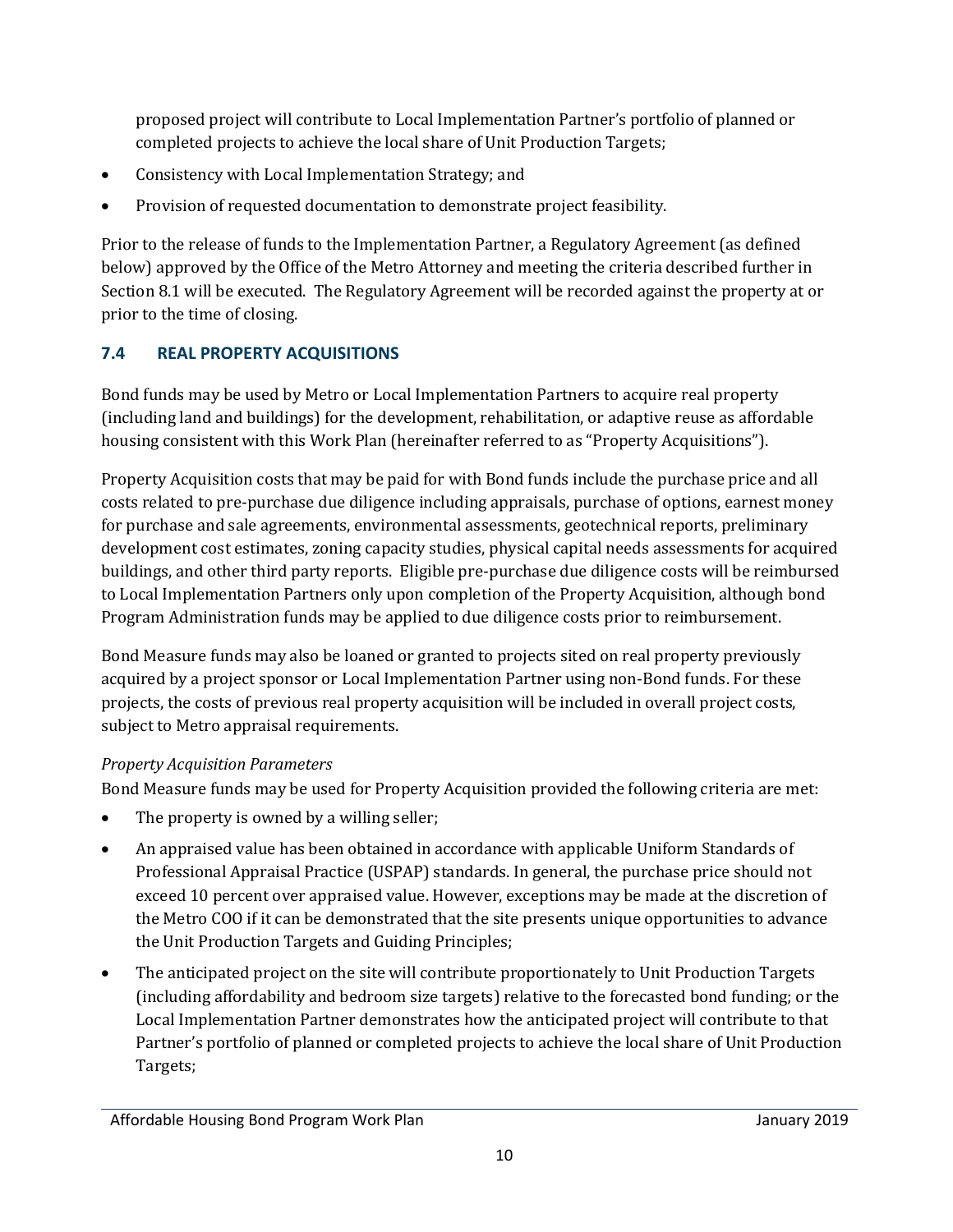proposed project will contribute to Local Implementation Partner's portfolio of planned or completed projects to achieve the local share of Unit Production Targets;

- Consistency with Local Implementation Strategy; and
- Provision of requested documentation to demonstrate project feasibility.

Prior to the release of funds to the Implementation Partner, a Regulatory Agreement (as defined below) approved by the Office of the Metro Attorney and meeting the criteria described further in Section 8.1 will be executed. The Regulatory Agreement will be recorded against the property at or prior to the time of closing.

### 7.4 REAL PROPERTY ACQUISITIONS

Bond funds may be used by Metro or Local Implementation Partners to acquire real property (including land and buildings) for the development, rehabilitation, or adaptive reuse as affordable housing consistent with this Work Plan (hereinafter referred to as "Property Acquisitions").

Property Acquisition costs that may be paid for with Bond funds include the purchase price and all costs related to pre-purchase due diligence including appraisals, purchase of options, earnest money for purchase and sale agreements, environmental assessments, geotechnical reports, preliminary development cost estimates, zoning capacity studies, physical capital needs assessments for acquired buildings, and other third party reports. Eligible pre-purchase due diligence costs will be reimbursed to Local Implementation Partners only upon completion of the Property Acquisition, although bond Program Administration funds may be applied to due diligence costs prior to reimbursement.

Bond Measure funds may also be loaned or granted to projects sited on real property previously acquired by a project sponsor or Local Implementation Partner using non-Bond funds. For these projects, the costs of previous real property acquisition will be included in overall project costs, subject to Metro appraisal requirements.

*Property Acquisition Parameters*

Bond Measure funds may be used for Property Acquisition provided the following criteria are met:

- The property is owned by a willing seller;
- An appraised value has been obtained in accordance with applicable Uniform Standards of Professional Appraisal Practice (USPAP) standards. In general, the purchase price should not exceed 10 percent over appraised value. However, exceptions may be made at the discretion of the Metro COO if it can be demonstrated that the site presents unique opportunities to advance the Unit Production Targets and Guiding Principles;
- The anticipated project on the site will contribute proportionately to Unit Production Targets (including affordability and bedroom size targets) relative to the forecasted bond funding; or the Local Implementation Partner demonstrates how the anticipated project will contribute to that Partner's portfolio of planned or completed projects to achieve the local share of Unit Production Targets;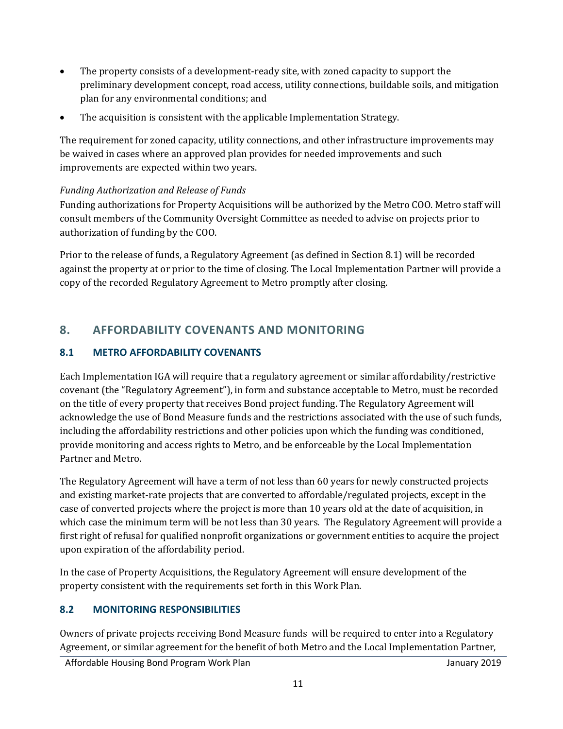- The property consists of a development-ready site, with zoned capacity to support the preliminary development concept, road access, utility connections, buildable soils, and mitigation plan for any environmental conditions; and
- The acquisition is consistent with the applicable Implementation Strategy.

The requirement for zoned capacity, utility connections, and other infrastructure improvements may be waived in cases where an approved plan provides for needed improvements and such improvements are expected within two years.

*Funding Authorization and Release of Funds*

Funding authorizations for Property Acquisitions will be authorized by the Metro COO. Metro staff will consult members of the Community Oversight Committee as needed to advise on projects prior to authorization of funding by the COO.

Prior to the release of funds, a Regulatory Agreement (as defined in Section 8.1) will be recorded against the property at or prior to the time of closing. The Local Implementation Partner will provide a copy of the recorded Regulatory Agreement to Metro promptly after closing.

## 8. AFFORDABILITY COVENANTS AND MONITORING

### 8.1 METRO AFFORDABILITY COVENANTS

Each Implementation IGA will require that a regulatory agreement or similar affordability/restrictive covenant (the "Regulatory Agreement"), in form and substance acceptable to Metro, must be recorded on the title of every property that receives Bond project funding. The Regulatory Agreement will acknowledge the use of Bond Measure funds and the restrictions associated with the use of such funds, including the affordability restrictions and other policies upon which the funding was conditioned, provide monitoring and access rights to Metro, and be enforceable by the Local Implementation Partner and Metro.

The Regulatory Agreement will have a term of not less than 60 years for newly constructed projects and existing market-rate projects that are converted to affordable/regulated projects, except in the case of converted projects where the project is more than 10 years old at the date of acquisition, in which case the minimum term will be not less than 30 years. The Regulatory Agreement will provide a first right of refusal for qualified nonprofit organizations or government entities to acquire the project upon expiration of the affordability period.

In the case of Property Acquisitions, the Regulatory Agreement will ensure development of the property consistent with the requirements set forth in this Work Plan.

### 8.2 MONITORING RESPONSIBILITIES

Owners of private projects receiving Bond Measure funds will be required to enter into a Regulatory Agreement, or similar agreement for the benefit of both Metro and the Local Implementation Partner,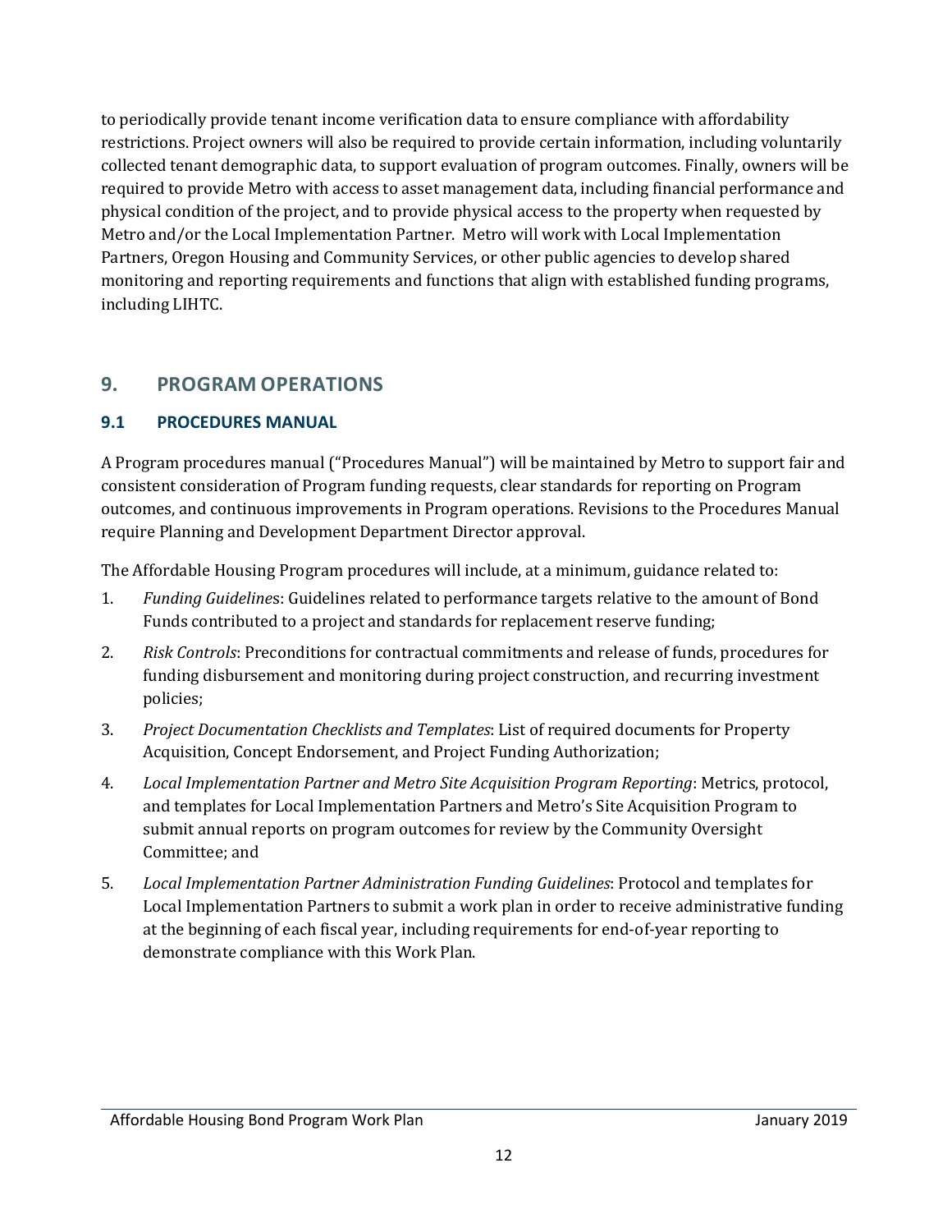to periodically provide tenant income verification data to ensure compliance with affordability restrictions. Project owners will also be required to provide certain information, including voluntarily collected tenant demographic data, to support evaluation of program outcomes. Finally, owners will be required to provide Metro with access to asset management data, including financial performance and physical condition of the project, and to provide physical access to the property when requested by Metro and/or the Local Implementation Partner. Metro will work with Local Implementation Partners, Oregon Housing and Community Services, or other public agencies to develop shared monitoring and reporting requirements and functions that align with established funding programs, including LIHTC.

## 9. PROGRAM OPERATIONS

### 9.1 PROCEDURES MANUAL

A Program procedures manual ("Procedures Manual") will be maintained by Metro to support fair and consistent consideration of Program funding requests, clear standards for reporting on Program outcomes, and continuous improvements in Program operations. Revisions to the Procedures Manual require Planning and Development Department Director approval.

The Affordable Housing Program procedures will include, at a minimum, guidance related to:

1. *Funding Guidelines*: Guidelines related to performance targets relative to the amount of Bond Funds contributed to a project and standards for replacement reserve funding;
2. *Risk Controls*: Preconditions for contractual commitments and release of funds, procedures for funding disbursement and monitoring during project construction, and recurring investment policies;
3. *Project Documentation Checklists and Templates*: List of required documents for Property Acquisition, Concept Endorsement, and Project Funding Authorization;
4. *Local Implementation Partner and Metro Site Acquisition Program Reporting*: Metrics, protocol, and templates for Local Implementation Partners and Metro's Site Acquisition Program to submit annual reports on program outcomes for review by the Community Oversight Committee; and
5. *Local Implementation Partner Administration Funding Guidelines*: Protocol and templates for Local Implementation Partners to submit a work plan in order to receive administrative funding at the beginning of each fiscal year, including requirements for end-of-year reporting to demonstrate compliance with this Work Plan.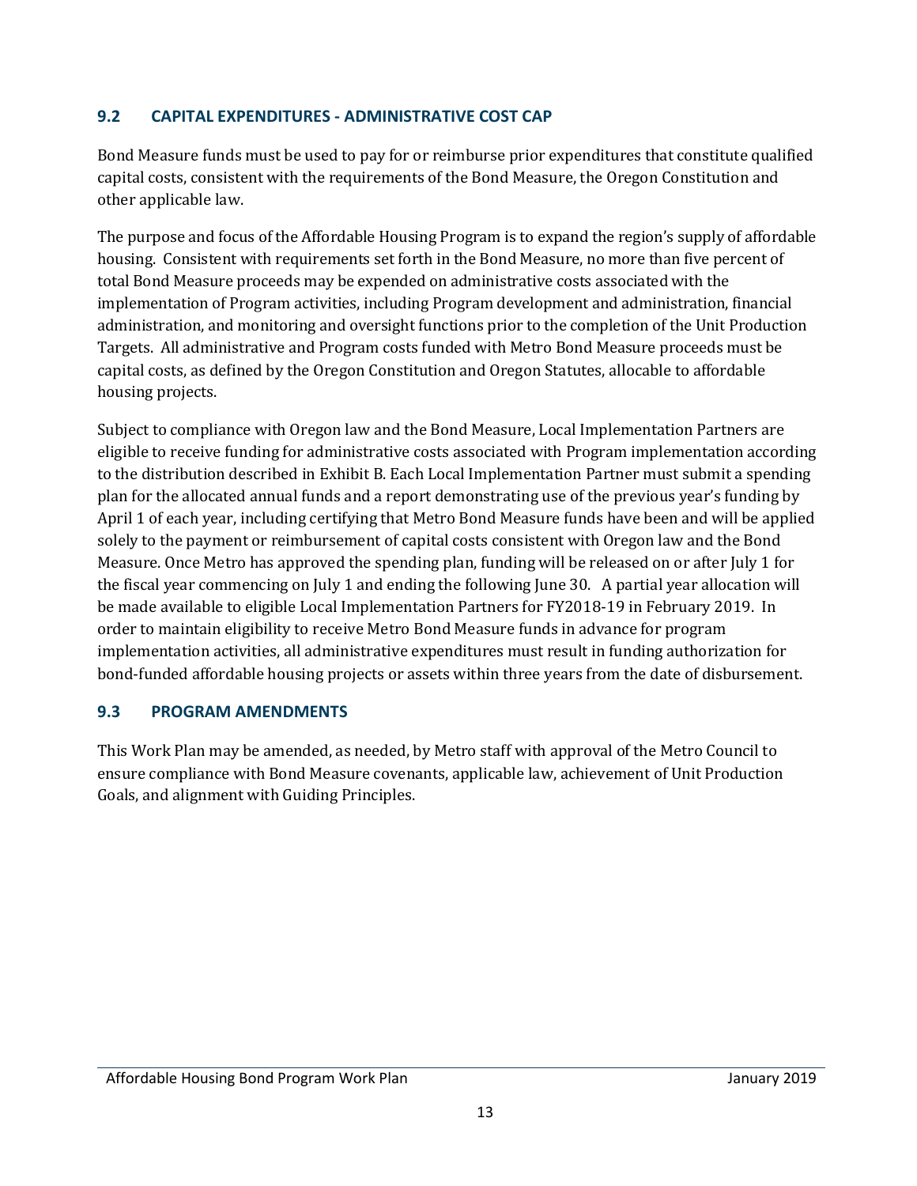### 9.2 CAPITAL EXPENDITURES - ADMINISTRATIVE COST CAP

Bond Measure funds must be used to pay for or reimburse prior expenditures that constitute qualified capital costs, consistent with the requirements of the Bond Measure, the Oregon Constitution and other applicable law.

The purpose and focus of the Affordable Housing Program is to expand the region's supply of affordable housing. Consistent with requirements set forth in the Bond Measure, no more than five percent of total Bond Measure proceeds may be expended on administrative costs associated with the implementation of Program activities, including Program development and administration, financial administration, and monitoring and oversight functions prior to the completion of the Unit Production Targets. All administrative and Program costs funded with Metro Bond Measure proceeds must be capital costs, as defined by the Oregon Constitution and Oregon Statutes, allocable to affordable housing projects.

Subject to compliance with Oregon law and the Bond Measure, Local Implementation Partners are eligible to receive funding for administrative costs associated with Program implementation according to the distribution described in Exhibit B. Each Local Implementation Partner must submit a spending plan for the allocated annual funds and a report demonstrating use of the previous year's funding by April 1 of each year, including certifying that Metro Bond Measure funds have been and will be applied solely to the payment or reimbursement of capital costs consistent with Oregon law and the Bond Measure. Once Metro has approved the spending plan, funding will be released on or after July 1 for the fiscal year commencing on July 1 and ending the following June 30. A partial year allocation will be made available to eligible Local Implementation Partners for FY2018-19 in February 2019. In order to maintain eligibility to receive Metro Bond Measure funds in advance for program implementation activities, all administrative expenditures must result in funding authorization for bond-funded affordable housing projects or assets within three years from the date of disbursement.

### 9.3 PROGRAM AMENDMENTS

This Work Plan may be amended, as needed, by Metro staff with approval of the Metro Council to ensure compliance with Bond Measure covenants, applicable law, achievement of Unit Production Goals, and alignment with Guiding Principles.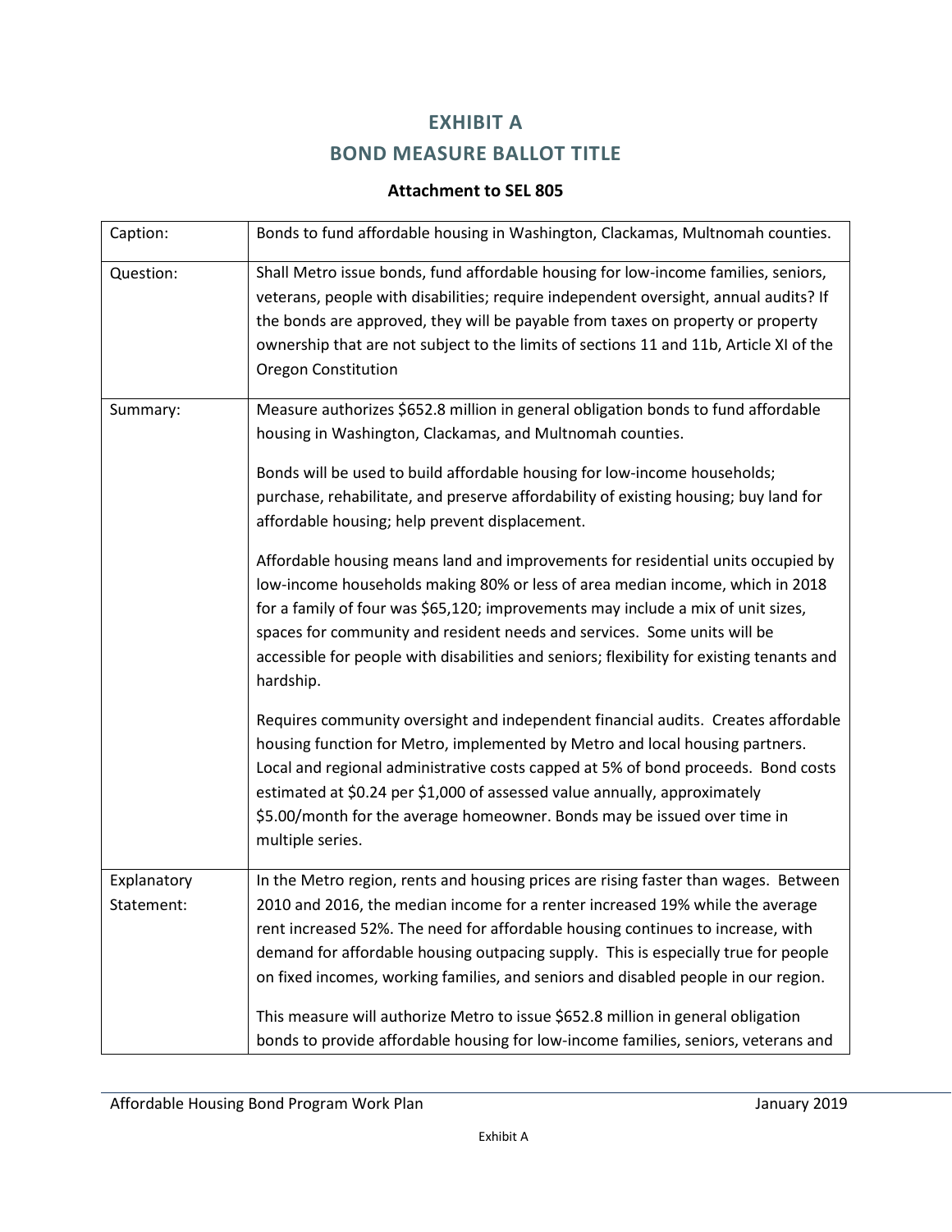# EXHIBIT A

# BOND MEASURE BALLOT TITLE

**Attachment to SEL 805**

| | |
|---|---|
| Caption: | Bonds to fund affordable housing in Washington, Clackamas, Multnomah counties. |
| Question: | Shall Metro issue bonds, fund affordable housing for low-income families, seniors, veterans, people with disabilities; require independent oversight, annual audits? If the bonds are approved, they will be payable from taxes on property or property ownership that are not subject to the limits of sections 11 and 11b, Article XI of the Oregon Constitution |
| Summary: | Measure authorizes \$652.8 million in general obligation bonds to fund affordable housing in Washington, Clackamas, and Multnomah counties.<br><br>Bonds will be used to build affordable housing for low-income households; purchase, rehabilitate, and preserve affordability of existing housing; buy land for affordable housing; help prevent displacement.<br><br>Affordable housing means land and improvements for residential units occupied by low-income households making 80% or less of area median income, which in 2018 for a family of four was \$65,120; improvements may include a mix of unit sizes, spaces for community and resident needs and services. Some units will be accessible for people with disabilities and seniors; flexibility for existing tenants and hardship.<br><br>Requires community oversight and independent financial audits. Creates affordable housing function for Metro, implemented by Metro and local housing partners. Local and regional administrative costs capped at 5% of bond proceeds. Bond costs estimated at \$0.24 per \$1,000 of assessed value annually, approximately \$5.00/month for the average homeowner. Bonds may be issued over time in multiple series. |
| Explanatory Statement: | In the Metro region, rents and housing prices are rising faster than wages. Between 2010 and 2016, the median income for a renter increased 19% while the average rent increased 52%. The need for affordable housing continues to increase, with demand for affordable housing outpacing supply. This is especially true for people on fixed incomes, working families, and seniors and disabled people in our region.<br><br>This measure will authorize Metro to issue \$652.8 million in general obligation bonds to provide affordable housing for low-income families, seniors, veterans and |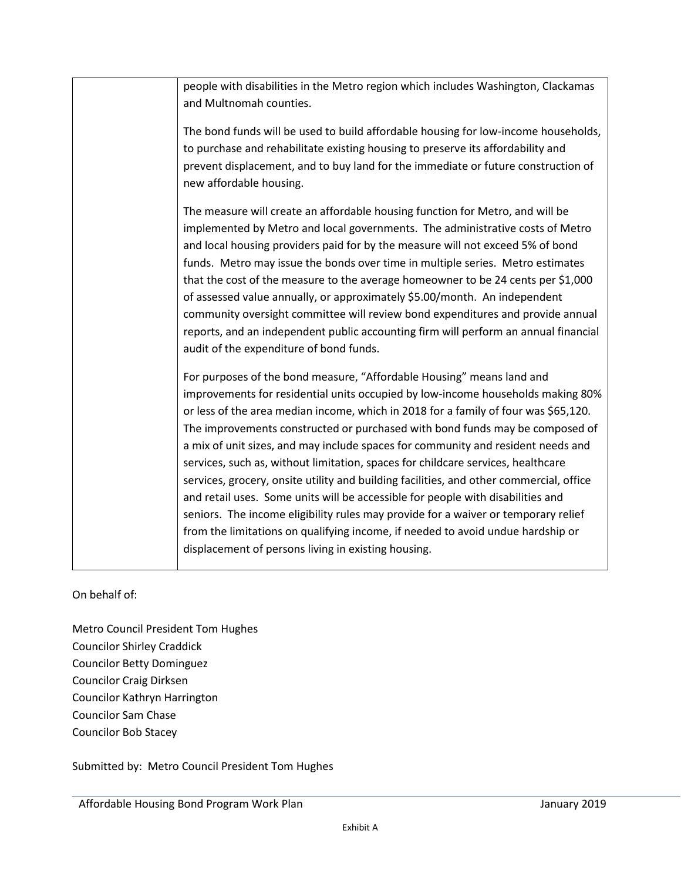| | people with disabilities in the Metro region which includes Washington, Clackamas and Multnomah counties.<br><br>The bond funds will be used to build affordable housing for low-income households, to purchase and rehabilitate existing housing to preserve its affordability and prevent displacement, and to buy land for the immediate or future construction of new affordable housing.<br><br>The measure will create an affordable housing function for Metro, and will be implemented by Metro and local governments. The administrative costs of Metro and local housing providers paid for by the measure will not exceed 5% of bond funds. Metro may issue the bonds over time in multiple series. Metro estimates that the cost of the measure to the average homeowner to be 24 cents per $1,000 of assessed value annually, or approximately $5.00/month. An independent community oversight committee will review bond expenditures and provide annual reports, and an independent public accounting firm will perform an annual financial audit of the expenditure of bond funds.<br><br>For purposes of the bond measure, "Affordable Housing" means land and improvements for residential units occupied by low-income households making 80% or less of the area median income, which in 2018 for a family of four was $65,120. The improvements constructed or purchased with bond funds may be composed of a mix of unit sizes, and may include spaces for community and resident needs and services, such as, without limitation, spaces for childcare services, healthcare services, grocery, onsite utility and building facilities, and other commercial, office and retail uses. Some units will be accessible for people with disabilities and seniors. The income eligibility rules may provide for a waiver or temporary relief from the limitations on qualifying income, if needed to avoid undue hardship or displacement of persons living in existing housing. |
|---|---|

On behalf of:

Metro Council President Tom Hughes
Councilor Shirley Craddick
Councilor Betty Dominguez
Councilor Craig Dirksen
Councilor Kathryn Harrington
Councilor Sam Chase
Councilor Bob Stacey

Submitted by: Metro Council President Tom Hughes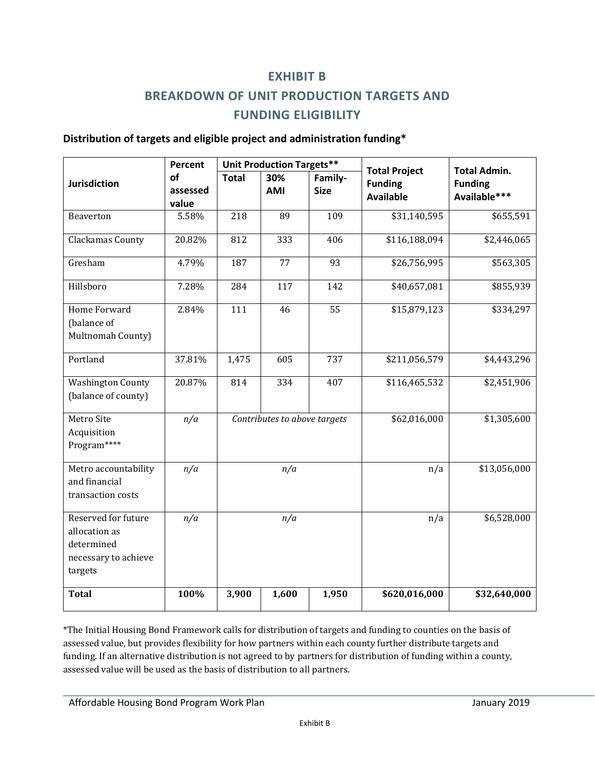# EXHIBIT B

# BREAKDOWN OF UNIT PRODUCTION TARGETS AND FUNDING ELIGIBILITY

**Distribution of targets and eligible project and administration funding***

| Jurisdiction | Percent of assessed value | Unit Production Targets** | | | Total Project Funding Available | Total Admin. Funding Available*** |
|---|---|---|---|---|---|---|
| | | Total | 30% AMI | Family-Size | | |
| Beaverton | 5.58% | 218 | 89 | 109 | $31,140,595 | $655,591 |
| Clackamas County | 20.82% | 812 | 333 | 406 | $116,188,094 | $2,446,065 |
| Gresham | 4.79% | 187 | 77 | 93 | $26,756,995 | $563,305 |
| Hillsboro | 7.28% | 284 | 117 | 142 | $40,657,081 | $855,939 |
| Home Forward (balance of Multnomah County) | 2.84% | 111 | 46 | 55 | $15,879,123 | $334,297 |
| Portland | 37.81% | 1,475 | 605 | 737 | $211,056,579 | $4,443,296 |
| Washington County (balance of county) | 20.87% | 814 | 334 | 407 | $116,465,532 | $2,451,906 |
| Metro Site Acquisition Program**** | *n/a* | *Contributes to above targets* | | | $62,016,000 | $1,305,600 |
| Metro accountability and financial transaction costs | *n/a* | *n/a* | | | n/a | $13,056,000 |
| Reserved for future allocation as determined necessary to achieve targets | *n/a* | *n/a* | | | n/a | $6,528,000 |
| **Total** | **100%** | **3,900** | **1,600** | **1,950** | **$620,016,000** | **$32,640,000** |

*The Initial Housing Bond Framework calls for distribution of targets and funding to counties on the basis of assessed value, but provides flexibility for how partners within each county further distribute targets and funding. If an alternative distribution is not agreed to by partners for distribution of funding within a county, assessed value will be used as the basis of distribution to all partners.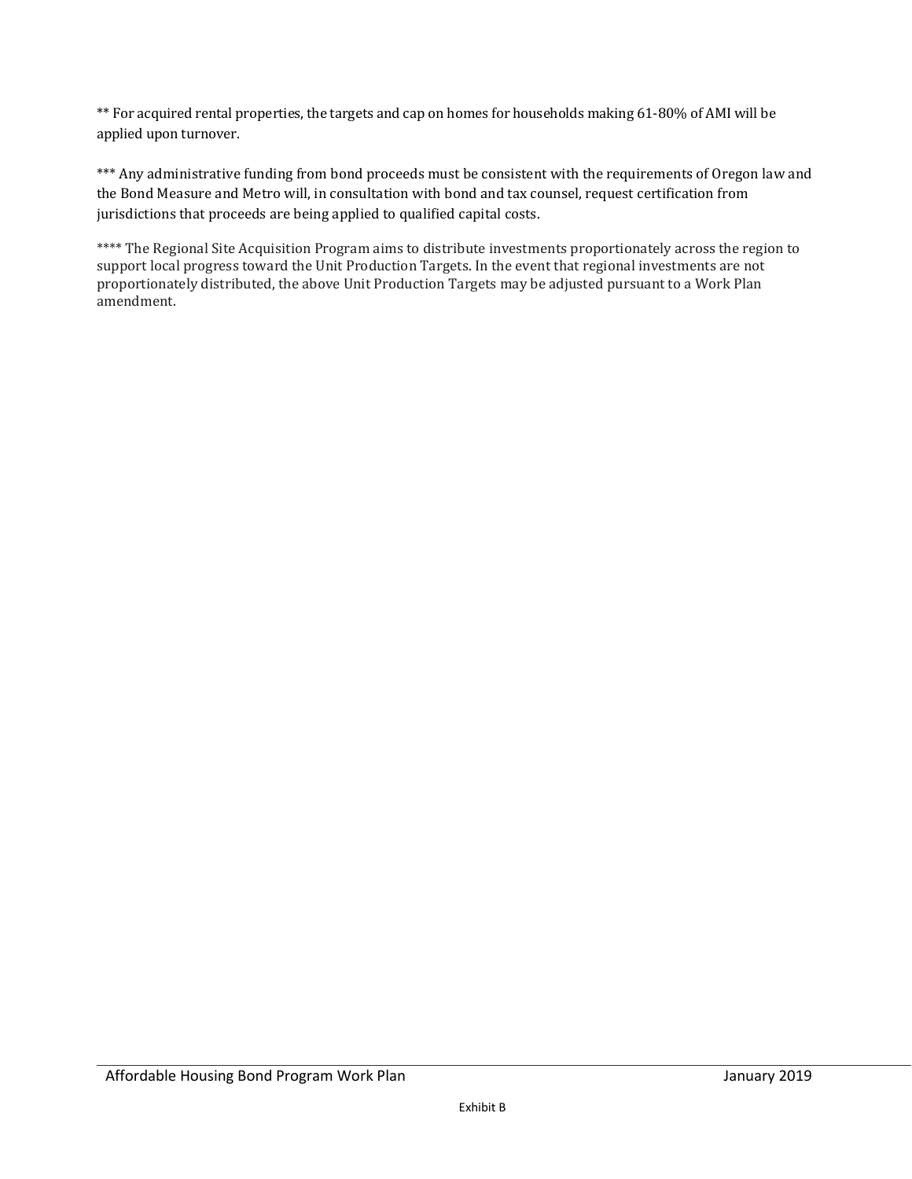** For acquired rental properties, the targets and cap on homes for households making 61-80% of AMI will be applied upon turnover.

*** Any administrative funding from bond proceeds must be consistent with the requirements of Oregon law and the Bond Measure and Metro will, in consultation with bond and tax counsel, request certification from jurisdictions that proceeds are being applied to qualified capital costs.

**** The Regional Site Acquisition Program aims to distribute investments proportionately across the region to support local progress toward the Unit Production Targets. In the event that regional investments are not proportionately distributed, the above Unit Production Targets may be adjusted pursuant to a Work Plan amendment.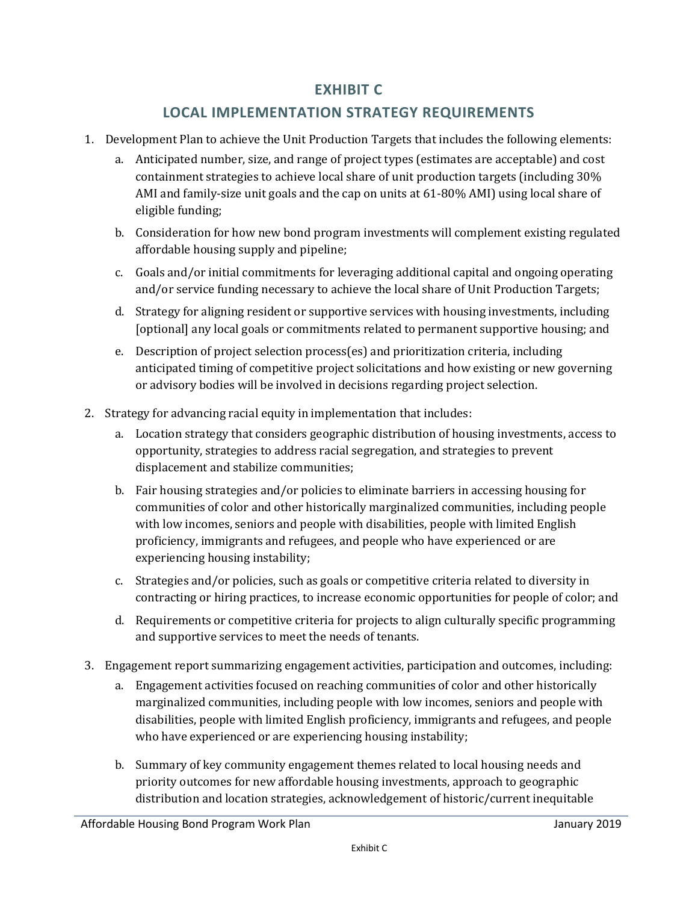# EXHIBIT C

## LOCAL IMPLEMENTATION STRATEGY REQUIREMENTS

1. Development Plan to achieve the Unit Production Targets that includes the following elements:
   a. Anticipated number, size, and range of project types (estimates are acceptable) and cost containment strategies to achieve local share of unit production targets (including 30% AMI and family-size unit goals and the cap on units at 61-80% AMI) using local share of eligible funding;
   b. Consideration for how new bond program investments will complement existing regulated affordable housing supply and pipeline;
   c. Goals and/or initial commitments for leveraging additional capital and ongoing operating and/or service funding necessary to achieve the local share of Unit Production Targets;
   d. Strategy for aligning resident or supportive services with housing investments, including [optional] any local goals or commitments related to permanent supportive housing; and
   e. Description of project selection process(es) and prioritization criteria, including anticipated timing of competitive project solicitations and how existing or new governing or advisory bodies will be involved in decisions regarding project selection.
2. Strategy for advancing racial equity in implementation that includes:
   a. Location strategy that considers geographic distribution of housing investments, access to opportunity, strategies to address racial segregation, and strategies to prevent displacement and stabilize communities;
   b. Fair housing strategies and/or policies to eliminate barriers in accessing housing for communities of color and other historically marginalized communities, including people with low incomes, seniors and people with disabilities, people with limited English proficiency, immigrants and refugees, and people who have experienced or are experiencing housing instability;
   c. Strategies and/or policies, such as goals or competitive criteria related to diversity in contracting or hiring practices, to increase economic opportunities for people of color; and
   d. Requirements or competitive criteria for projects to align culturally specific programming and supportive services to meet the needs of tenants.
3. Engagement report summarizing engagement activities, participation and outcomes, including:
   a. Engagement activities focused on reaching communities of color and other historically marginalized communities, including people with low incomes, seniors and people with disabilities, people with limited English proficiency, immigrants and refugees, and people who have experienced or are experiencing housing instability;
   b. Summary of key community engagement themes related to local housing needs and priority outcomes for new affordable housing investments, approach to geographic distribution and location strategies, acknowledgement of historic/current inequitable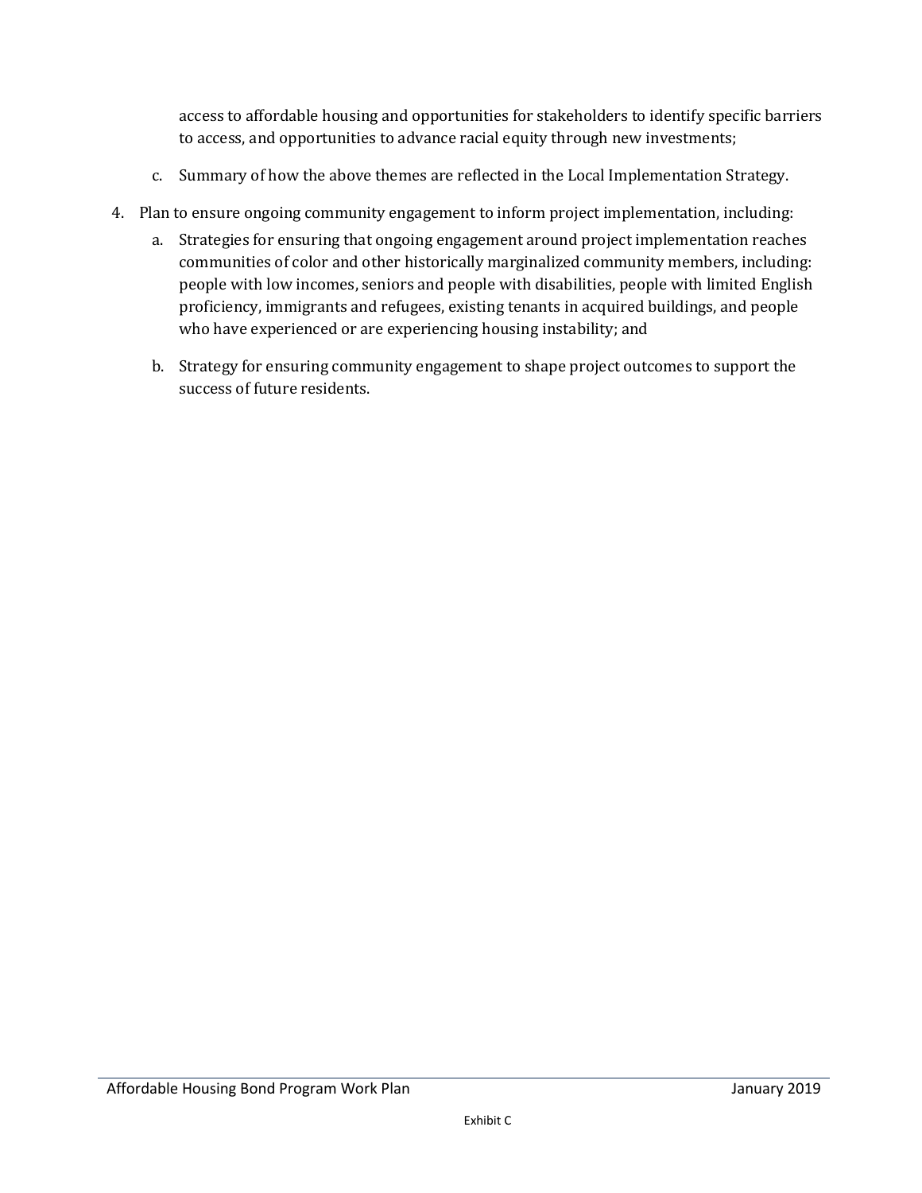access to affordable housing and opportunities for stakeholders to identify specific barriers to access, and opportunities to advance racial equity through new investments;

c. Summary of how the above themes are reflected in the Local Implementation Strategy.

4. Plan to ensure ongoing community engagement to inform project implementation, including:

   a. Strategies for ensuring that ongoing engagement around project implementation reaches communities of color and other historically marginalized community members, including: people with low incomes, seniors and people with disabilities, people with limited English proficiency, immigrants and refugees, existing tenants in acquired buildings, and people who have experienced or are experiencing housing instability; and

   b. Strategy for ensuring community engagement to shape project outcomes to support the success of future residents.